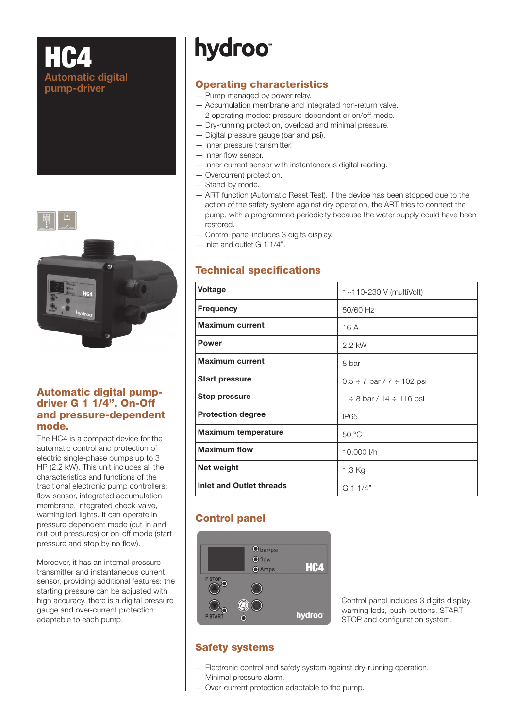# HC4

## Automatic digital pump-driver

### Automatic digital pump-driver G 1 1/4". On-Off and pressure-dependent mode.

The HC4 is a compact device for the automatic control and protection of electric single-phase pumps up to 3 HP (2,2 kW). This unit includes all the characteristics and functions of the traditional electronic pump controllers: flow sensor, integrated accumulation membrane, integrated check-valve, warning led-lights. It can operate in pressure dependent mode (cut-in and cut-out pressures) or on-off mode (start pressure and stop by no flow).

Moreover, it has an internal pressure transmitter and instantaneous current sensor, providing additional features: the starting pressure can be adjusted with high accuracy, there is a digital pressure gauge and over-current protection adaptable to each pump.

hydroo®

## Operating characteristics

- Pump managed by power relay.
- Accumulation membrane and Integrated non-return valve.
- 2 operating modes: pressure-dependent or on/off mode.
- Dry-running protection, overload and minimal pressure.
- Digital pressure gauge (bar and psi).
- Inner pressure transmitter.
- Inner flow sensor.
- Inner current sensor with instantaneous digital reading.
- Overcurrent protection.
- Stand-by mode.
- ART function (Automatic Reset Test). If the device has been stopped due to the action of the safety system against dry operation, the ART tries to connect the pump, with a programmed periodicity because the water supply could have been restored.
- Control panel includes 3 digits display.
- Inlet and outlet G 1 1/4".

## Technical specifications

| | |
|---|---|
| **Voltage** | 1~110-230 V (multiVolt) |
| **Frequency** | 50/60 Hz |
| **Maximum current** | 16 A |
| **Power** | 2,2 kW |
| **Maximum current** | 8 bar |
| **Start pressure** | 0.5 ÷ 7 bar / 7 ÷ 102 psi |
| **Stop pressure** | 1 ÷ 8 bar / 14 ÷ 116 psi |
| **Protection degree** | IP65 |
| **Maximum temperature** | 50 °C |
| **Maximum flow** | 10.000 l/h |
| **Net weight** | 1,3 Kg |
| **Inlet and Outlet threads** | G 1 1/4" |

## Control panel

Control panel includes 3 digits display, warning leds, push-buttons, START-STOP and configuration system.

## Safety systems

- Electronic control and safety system against dry-running operation.
- Minimal pressure alarm.
- Over-current protection adaptable to the pump.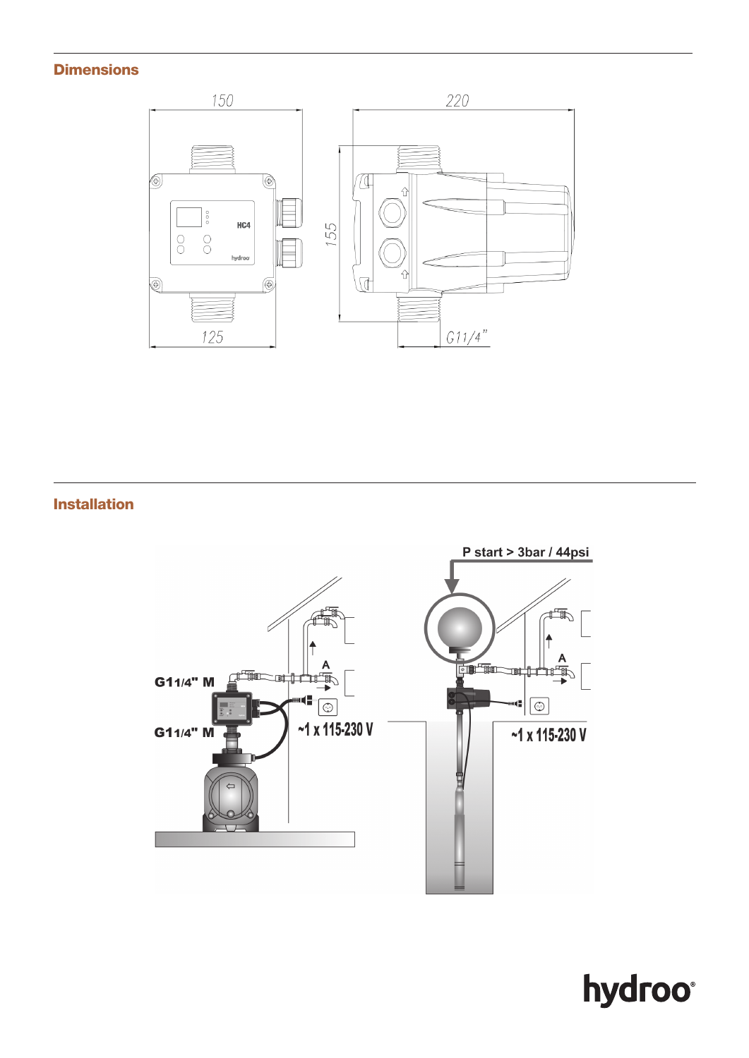## Dimensions

150

220

HC4

hydroo

155

125

G11/4"

## Installation

P start > 3bar / 44psi

G11/4" M

G11/4" M

A

~1 x 115-230 V

A

~1 x 115-230 V